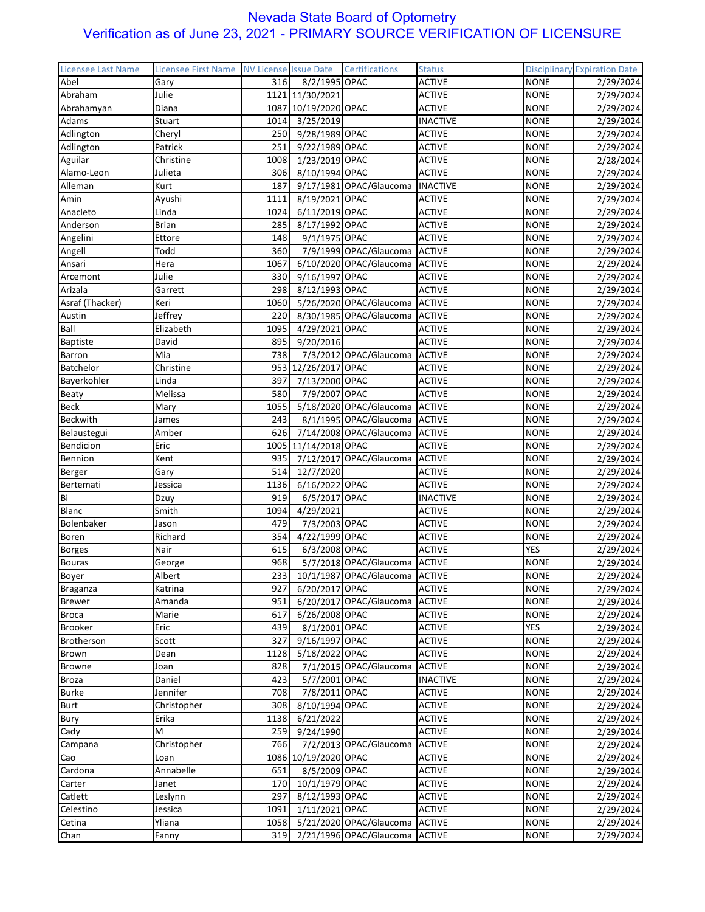# Nevada State Board of Optometry

## Verification as of June 23, 2021 - PRIMARY SOURCE VERIFICATION OF LICENSURE

| Licensee Last Name | Licensee First Name | NV License | Issue Date | Certifications | Status | Disciplinary | Expiration Date |
|---|---|---|---|---|---|---|---|
| Abel | Gary | 316 | 8/2/1995 | OPAC | ACTIVE | NONE | 2/29/2024 |
| Abraham | Julie | 1121 | 11/30/2021 | | ACTIVE | NONE | 2/29/2024 |
| Abrahamyan | Diana | 1087 | 10/19/2020 | OPAC | ACTIVE | NONE | 2/29/2024 |
| Adams | Stuart | 1014 | 3/25/2019 | | INACTIVE | NONE | 2/29/2024 |
| Adlington | Cheryl | 250 | 9/28/1989 | OPAC | ACTIVE | NONE | 2/29/2024 |
| Adlington | Patrick | 251 | 9/22/1989 | OPAC | ACTIVE | NONE | 2/29/2024 |
| Aguilar | Christine | 1008 | 1/23/2019 | OPAC | ACTIVE | NONE | 2/28/2024 |
| Alamo-Leon | Julieta | 306 | 8/10/1994 | OPAC | ACTIVE | NONE | 2/29/2024 |
| Alleman | Kurt | 187 | 9/17/1981 | OPAC/Glaucoma | INACTIVE | NONE | 2/29/2024 |
| Amin | Ayushi | 1111 | 8/19/2021 | OPAC | ACTIVE | NONE | 2/29/2024 |
| Anacleto | Linda | 1024 | 6/11/2019 | OPAC | ACTIVE | NONE | 2/29/2024 |
| Anderson | Brian | 285 | 8/17/1992 | OPAC | ACTIVE | NONE | 2/29/2024 |
| Angelini | Ettore | 148 | 9/1/1975 | OPAC | ACTIVE | NONE | 2/29/2024 |
| Angell | Todd | 360 | 7/9/1999 | OPAC/Glaucoma | ACTIVE | NONE | 2/29/2024 |
| Ansari | Hera | 1067 | 6/10/2020 | OPAC/Glaucoma | ACTIVE | NONE | 2/29/2024 |
| Arcemont | Julie | 330 | 9/16/1997 | OPAC | ACTIVE | NONE | 2/29/2024 |
| Arizala | Garrett | 298 | 8/12/1993 | OPAC | ACTIVE | NONE | 2/29/2024 |
| Asraf (Thacker) | Keri | 1060 | 5/26/2020 | OPAC/Glaucoma | ACTIVE | NONE | 2/29/2024 |
| Austin | Jeffrey | 220 | 8/30/1985 | OPAC/Glaucoma | ACTIVE | NONE | 2/29/2024 |
| Ball | Elizabeth | 1095 | 4/29/2021 | OPAC | ACTIVE | NONE | 2/29/2024 |
| Baptiste | David | 895 | 9/20/2016 | | ACTIVE | NONE | 2/29/2024 |
| Barron | Mia | 738 | 7/3/2012 | OPAC/Glaucoma | ACTIVE | NONE | 2/29/2024 |
| Batchelor | Christine | 953 | 12/26/2017 | OPAC | ACTIVE | NONE | 2/29/2024 |
| Bayerkohler | Linda | 397 | 7/13/2000 | OPAC | ACTIVE | NONE | 2/29/2024 |
| Beaty | Melissa | 580 | 7/9/2007 | OPAC | ACTIVE | NONE | 2/29/2024 |
| Beck | Mary | 1055 | 5/18/2020 | OPAC/Glaucoma | ACTIVE | NONE | 2/29/2024 |
| Beckwith | James | 243 | 8/1/1995 | OPAC/Glaucoma | ACTIVE | NONE | 2/29/2024 |
| Belaustegui | Amber | 626 | 7/14/2008 | OPAC/Glaucoma | ACTIVE | NONE | 2/29/2024 |
| Bendicion | Eric | 1005 | 11/14/2018 | OPAC | ACTIVE | NONE | 2/29/2024 |
| Bennion | Kent | 935 | 7/12/2017 | OPAC/Glaucoma | ACTIVE | NONE | 2/29/2024 |
| Berger | Gary | 514 | 12/7/2020 | | ACTIVE | NONE | 2/29/2024 |
| Bertemati | Jessica | 1136 | 6/16/2022 | OPAC | ACTIVE | NONE | 2/29/2024 |
| Bi | Dzuy | 919 | 6/5/2017 | OPAC | INACTIVE | NONE | 2/29/2024 |
| Blanc | Smith | 1094 | 4/29/2021 | | ACTIVE | NONE | 2/29/2024 |
| Bolenbaker | Jason | 479 | 7/3/2003 | OPAC | ACTIVE | NONE | 2/29/2024 |
| Boren | Richard | 354 | 4/22/1999 | OPAC | ACTIVE | NONE | 2/29/2024 |
| Borges | Nair | 615 | 6/3/2008 | OPAC | ACTIVE | YES | 2/29/2024 |
| Bouras | George | 968 | 5/7/2018 | OPAC/Glaucoma | ACTIVE | NONE | 2/29/2024 |
| Boyer | Albert | 233 | 10/1/1987 | OPAC/Glaucoma | ACTIVE | NONE | 2/29/2024 |
| Braganza | Katrina | 927 | 6/20/2017 | OPAC | ACTIVE | NONE | 2/29/2024 |
| Brewer | Amanda | 951 | 6/20/2017 | OPAC/Glaucoma | ACTIVE | NONE | 2/29/2024 |
| Broca | Marie | 617 | 6/26/2008 | OPAC | ACTIVE | NONE | 2/29/2024 |
| Brooker | Eric | 439 | 8/1/2001 | OPAC | ACTIVE | YES | 2/29/2024 |
| Brotherson | Scott | 327 | 9/16/1997 | OPAC | ACTIVE | NONE | 2/29/2024 |
| Brown | Dean | 1128 | 5/18/2022 | OPAC | ACTIVE | NONE | 2/29/2024 |
| Browne | Joan | 828 | 7/1/2015 | OPAC/Glaucoma | ACTIVE | NONE | 2/29/2024 |
| Broza | Daniel | 423 | 5/7/2001 | OPAC | INACTIVE | NONE | 2/29/2024 |
| Burke | Jennifer | 708 | 7/8/2011 | OPAC | ACTIVE | NONE | 2/29/2024 |
| Burt | Christopher | 308 | 8/10/1994 | OPAC | ACTIVE | NONE | 2/29/2024 |
| Bury | Erika | 1138 | 6/21/2022 | | ACTIVE | NONE | 2/29/2024 |
| Cady | M | 259 | 9/24/1990 | | ACTIVE | NONE | 2/29/2024 |
| Campana | Christopher | 766 | 7/2/2013 | OPAC/Glaucoma | ACTIVE | NONE | 2/29/2024 |
| Cao | Loan | 1086 | 10/19/2020 | OPAC | ACTIVE | NONE | 2/29/2024 |
| Cardona | Annabelle | 651 | 8/5/2009 | OPAC | ACTIVE | NONE | 2/29/2024 |
| Carter | Janet | 170 | 10/1/1979 | OPAC | ACTIVE | NONE | 2/29/2024 |
| Catlett | Leslynn | 297 | 8/12/1993 | OPAC | ACTIVE | NONE | 2/29/2024 |
| Celestino | Jessica | 1091 | 1/11/2021 | OPAC | ACTIVE | NONE | 2/29/2024 |
| Cetina | Yliana | 1058 | 5/21/2020 | OPAC/Glaucoma | ACTIVE | NONE | 2/29/2024 |
| Chan | Fanny | 319 | 2/21/1996 | OPAC/Glaucoma | ACTIVE | NONE | 2/29/2024 |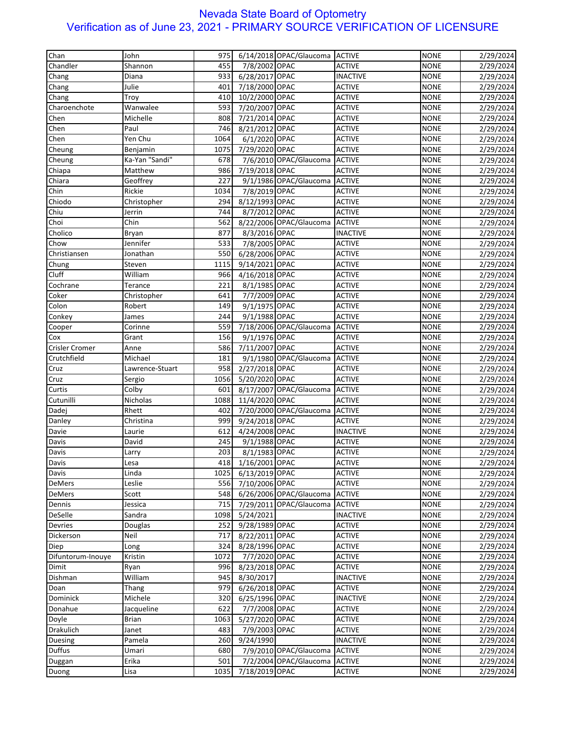# Nevada State Board of Optometry
## Verification as of June 23, 2021 - PRIMARY SOURCE VERIFICATION OF LICENSURE

| | | | | | | | |
|---|---|---|---|---|---|---|---|
| Chan | John | 975 | 6/14/2018 | OPAC/Glaucoma | ACTIVE | NONE | 2/29/2024 |
| Chandler | Shannon | 455 | 7/8/2002 | OPAC | ACTIVE | NONE | 2/29/2024 |
| Chang | Diana | 933 | 6/28/2017 | OPAC | INACTIVE | NONE | 2/29/2024 |
| Chang | Julie | 401 | 7/18/2000 | OPAC | ACTIVE | NONE | 2/29/2024 |
| Chang | Troy | 410 | 10/2/2000 | OPAC | ACTIVE | NONE | 2/29/2024 |
| Charoenchote | Wanwalee | 593 | 7/20/2007 | OPAC | ACTIVE | NONE | 2/29/2024 |
| Chen | Michelle | 808 | 7/21/2014 | OPAC | ACTIVE | NONE | 2/29/2024 |
| Chen | Paul | 746 | 8/21/2012 | OPAC | ACTIVE | NONE | 2/29/2024 |
| Chen | Yen Chu | 1064 | 6/1/2020 | OPAC | ACTIVE | NONE | 2/29/2024 |
| Cheung | Benjamin | 1075 | 7/29/2020 | OPAC | ACTIVE | NONE | 2/29/2024 |
| Cheung | Ka-Yan "Sandi" | 678 | 7/6/2010 | OPAC/Glaucoma | ACTIVE | NONE | 2/29/2024 |
| Chiapa | Matthew | 986 | 7/19/2018 | OPAC | ACTIVE | NONE | 2/29/2024 |
| Chiara | Geoffrey | 227 | 9/1/1986 | OPAC/Glaucoma | ACTIVE | NONE | 2/29/2024 |
| Chin | Rickie | 1034 | 7/8/2019 | OPAC | ACTIVE | NONE | 2/29/2024 |
| Chiodo | Christopher | 294 | 8/12/1993 | OPAC | ACTIVE | NONE | 2/29/2024 |
| Chiu | Jerrin | 744 | 8/7/2012 | OPAC | ACTIVE | NONE | 2/29/2024 |
| Choi | Chin | 562 | 8/22/2006 | OPAC/Glaucoma | ACTIVE | NONE | 2/29/2024 |
| Cholico | Bryan | 877 | 8/3/2016 | OPAC | INACTIVE | NONE | 2/29/2024 |
| Chow | Jennifer | 533 | 7/8/2005 | OPAC | ACTIVE | NONE | 2/29/2024 |
| Christiansen | Jonathan | 550 | 6/28/2006 | OPAC | ACTIVE | NONE | 2/29/2024 |
| Chung | Steven | 1115 | 9/14/2021 | OPAC | ACTIVE | NONE | 2/29/2024 |
| Cluff | William | 966 | 4/16/2018 | OPAC | ACTIVE | NONE | 2/29/2024 |
| Cochrane | Terance | 221 | 8/1/1985 | OPAC | ACTIVE | NONE | 2/29/2024 |
| Coker | Christopher | 641 | 7/7/2009 | OPAC | ACTIVE | NONE | 2/29/2024 |
| Colon | Robert | 149 | 9/1/1975 | OPAC | ACTIVE | NONE | 2/29/2024 |
| Conkey | James | 244 | 9/1/1988 | OPAC | ACTIVE | NONE | 2/29/2024 |
| Cooper | Corinne | 559 | 7/18/2006 | OPAC/Glaucoma | ACTIVE | NONE | 2/29/2024 |
| Cox | Grant | 156 | 9/1/1976 | OPAC | ACTIVE | NONE | 2/29/2024 |
| Crisler Cromer | Anne | 586 | 7/11/2007 | OPAC | ACTIVE | NONE | 2/29/2024 |
| Crutchfield | Michael | 181 | 9/1/1980 | OPAC/Glaucoma | ACTIVE | NONE | 2/29/2024 |
| Cruz | Lawrence-Stuart | 958 | 2/27/2018 | OPAC | ACTIVE | NONE | 2/29/2024 |
| Cruz | Sergio | 1056 | 5/20/2020 | OPAC | ACTIVE | NONE | 2/29/2024 |
| Curtis | Colby | 601 | 8/17/2007 | OPAC/Glaucoma | ACTIVE | NONE | 2/29/2024 |
| Cutunilli | Nicholas | 1088 | 11/4/2020 | OPAC | ACTIVE | NONE | 2/29/2024 |
| Dadej | Rhett | 402 | 7/20/2000 | OPAC/Glaucoma | ACTIVE | NONE | 2/29/2024 |
| Danley | Christina | 999 | 9/24/2018 | OPAC | ACTIVE | NONE | 2/29/2024 |
| Davie | Laurie | 612 | 4/24/2008 | OPAC | INACTIVE | NONE | 2/29/2024 |
| Davis | David | 245 | 9/1/1988 | OPAC | ACTIVE | NONE | 2/29/2024 |
| Davis | Larry | 203 | 8/1/1983 | OPAC | ACTIVE | NONE | 2/29/2024 |
| Davis | Lesa | 418 | 1/16/2001 | OPAC | ACTIVE | NONE | 2/29/2024 |
| Davis | Linda | 1025 | 6/13/2019 | OPAC | ACTIVE | NONE | 2/29/2024 |
| DeMers | Leslie | 556 | 7/10/2006 | OPAC | ACTIVE | NONE | 2/29/2024 |
| DeMers | Scott | 548 | 6/26/2006 | OPAC/Glaucoma | ACTIVE | NONE | 2/29/2024 |
| Dennis | Jessica | 715 | 7/29/2011 | OPAC/Glaucoma | ACTIVE | NONE | 2/29/2024 |
| DeSelle | Sandra | 1098 | 5/24/2021 | | INACTIVE | NONE | 2/29/2024 |
| Devries | Douglas | 252 | 9/28/1989 | OPAC | ACTIVE | NONE | 2/29/2024 |
| Dickerson | Neil | 717 | 8/22/2011 | OPAC | ACTIVE | NONE | 2/29/2024 |
| Diep | Long | 324 | 8/28/1996 | OPAC | ACTIVE | NONE | 2/29/2024 |
| Difuntorum-Inouye | Kristin | 1072 | 7/7/2020 | OPAC | ACTIVE | NONE | 2/29/2024 |
| Dimit | Ryan | 996 | 8/23/2018 | OPAC | ACTIVE | NONE | 2/29/2024 |
| Dishman | William | 945 | 8/30/2017 | | INACTIVE | NONE | 2/29/2024 |
| Doan | Thang | 979 | 6/26/2018 | OPAC | ACTIVE | NONE | 2/29/2024 |
| Dominick | Michele | 320 | 6/25/1996 | OPAC | INACTIVE | NONE | 2/29/2024 |
| Donahue | Jacqueline | 622 | 7/7/2008 | OPAC | ACTIVE | NONE | 2/29/2024 |
| Doyle | Brian | 1063 | 5/27/2020 | OPAC | ACTIVE | NONE | 2/29/2024 |
| Drakulich | Janet | 483 | 7/9/2003 | OPAC | ACTIVE | NONE | 2/29/2024 |
| Duesing | Pamela | 260 | 9/24/1990 | | INACTIVE | NONE | 2/29/2024 |
| Duffus | Umari | 680 | 7/9/2010 | OPAC/Glaucoma | ACTIVE | NONE | 2/29/2024 |
| Duggan | Erika | 501 | 7/2/2004 | OPAC/Glaucoma | ACTIVE | NONE | 2/29/2024 |
| Duong | Lisa | 1035 | 7/18/2019 | OPAC | ACTIVE | NONE | 2/29/2024 |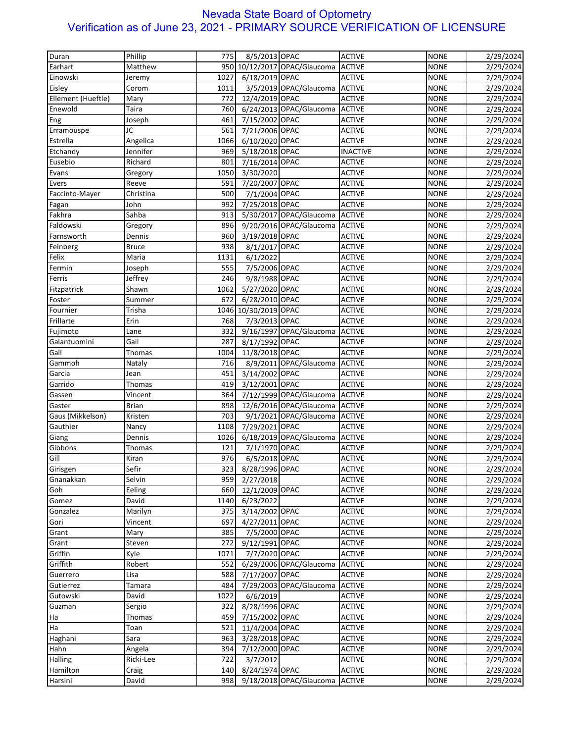# Nevada State Board of Optometry

## Verification as of June 23, 2021 - PRIMARY SOURCE VERIFICATION OF LICENSURE

| | | | | | | | |
|---|---|---|---|---|---|---|---|
| Duran | Phillip | 775 | 8/5/2013 | OPAC | ACTIVE | NONE | 2/29/2024 |
| Earhart | Matthew | 950 | 10/12/2017 | OPAC/Glaucoma | ACTIVE | NONE | 2/29/2024 |
| Einowski | Jeremy | 1027 | 6/18/2019 | OPAC | ACTIVE | NONE | 2/29/2024 |
| Eisley | Corom | 1011 | 3/5/2019 | OPAC/Glaucoma | ACTIVE | NONE | 2/29/2024 |
| Ellement (Hueftle) | Mary | 772 | 12/4/2019 | OPAC | ACTIVE | NONE | 2/29/2024 |
| Enewold | Taira | 760 | 6/24/2013 | OPAC/Glaucoma | ACTIVE | NONE | 2/29/2024 |
| Eng | Joseph | 461 | 7/15/2002 | OPAC | ACTIVE | NONE | 2/29/2024 |
| Erramouspe | JC | 561 | 7/21/2006 | OPAC | ACTIVE | NONE | 2/29/2024 |
| Estrella | Angelica | 1066 | 6/10/2020 | OPAC | ACTIVE | NONE | 2/29/2024 |
| Etchandy | Jennifer | 969 | 5/18/2018 | OPAC | INACTIVE | NONE | 2/29/2024 |
| Eusebio | Richard | 801 | 7/16/2014 | OPAC | ACTIVE | NONE | 2/29/2024 |
| Evans | Gregory | 1050 | 3/30/2020 | | ACTIVE | NONE | 2/29/2024 |
| Evers | Reeve | 591 | 7/20/2007 | OPAC | ACTIVE | NONE | 2/29/2024 |
| Faccinto-Mayer | Christina | 500 | 7/1/2004 | OPAC | ACTIVE | NONE | 2/29/2024 |
| Fagan | John | 992 | 7/25/2018 | OPAC | ACTIVE | NONE | 2/29/2024 |
| Fakhra | Sahba | 913 | 5/30/2017 | OPAC/Glaucoma | ACTIVE | NONE | 2/29/2024 |
| Faldowski | Gregory | 896 | 9/20/2016 | OPAC/Glaucoma | ACTIVE | NONE | 2/29/2024 |
| Farnsworth | Dennis | 960 | 3/19/2018 | OPAC | ACTIVE | NONE | 2/29/2024 |
| Feinberg | Bruce | 938 | 8/1/2017 | OPAC | ACTIVE | NONE | 2/29/2024 |
| Felix | Maria | 1131 | 6/1/2022 | | ACTIVE | NONE | 2/29/2024 |
| Fermin | Joseph | 555 | 7/5/2006 | OPAC | ACTIVE | NONE | 2/29/2024 |
| Ferris | Jeffrey | 246 | 9/8/1988 | OPAC | ACTIVE | NONE | 2/29/2024 |
| Fitzpatrick | Shawn | 1062 | 5/27/2020 | OPAC | ACTIVE | NONE | 2/29/2024 |
| Foster | Summer | 672 | 6/28/2010 | OPAC | ACTIVE | NONE | 2/29/2024 |
| Fournier | Trisha | 1046 | 10/30/2019 | OPAC | ACTIVE | NONE | 2/29/2024 |
| Frillarte | Erin | 768 | 7/3/2013 | OPAC | ACTIVE | NONE | 2/29/2024 |
| Fujimoto | Lane | 332 | 9/16/1997 | OPAC/Glaucoma | ACTIVE | NONE | 2/29/2024 |
| Galantuomini | Gail | 287 | 8/17/1992 | OPAC | ACTIVE | NONE | 2/29/2024 |
| Gall | Thomas | 1004 | 11/8/2018 | OPAC | ACTIVE | NONE | 2/29/2024 |
| Gammoh | Nataly | 716 | 8/9/2011 | OPAC/Glaucoma | ACTIVE | NONE | 2/29/2024 |
| Garcia | Jean | 451 | 3/14/2002 | OPAC | ACTIVE | NONE | 2/29/2024 |
| Garrido | Thomas | 419 | 3/12/2001 | OPAC | ACTIVE | NONE | 2/29/2024 |
| Gassen | Vincent | 364 | 7/12/1999 | OPAC/Glaucoma | ACTIVE | NONE | 2/29/2024 |
| Gaster | Brian | 898 | 12/6/2016 | OPAC/Glaucoma | ACTIVE | NONE | 2/29/2024 |
| Gaus (Mikkelson) | Kristen | 703 | 9/1/2021 | OPAC/Glaucoma | ACTIVE | NONE | 2/29/2024 |
| Gauthier | Nancy | 1108 | 7/29/2021 | OPAC | ACTIVE | NONE | 2/29/2024 |
| Giang | Dennis | 1026 | 6/18/2019 | OPAC/Glaucoma | ACTIVE | NONE | 2/29/2024 |
| Gibbons | Thomas | 121 | 7/1/1970 | OPAC | ACTIVE | NONE | 2/29/2024 |
| Gill | Kiran | 976 | 6/5/2018 | OPAC | ACTIVE | NONE | 2/29/2024 |
| Girisgen | Sefir | 323 | 8/28/1996 | OPAC | ACTIVE | NONE | 2/29/2024 |
| Gnanakkan | Selvin | 959 | 2/27/2018 | | ACTIVE | NONE | 2/29/2024 |
| Goh | Eeling | 660 | 12/1/2009 | OPAC | ACTIVE | NONE | 2/29/2024 |
| Gomez | David | 1140 | 6/23/2022 | | ACTIVE | NONE | 2/29/2024 |
| Gonzalez | Marilyn | 375 | 3/14/2002 | OPAC | ACTIVE | NONE | 2/29/2024 |
| Gori | Vincent | 697 | 4/27/2011 | OPAC | ACTIVE | NONE | 2/29/2024 |
| Grant | Mary | 385 | 7/5/2000 | OPAC | ACTIVE | NONE | 2/29/2024 |
| Grant | Steven | 272 | 9/12/1991 | OPAC | ACTIVE | NONE | 2/29/2024 |
| Griffin | Kyle | 1071 | 7/7/2020 | OPAC | ACTIVE | NONE | 2/29/2024 |
| Griffith | Robert | 552 | 6/29/2006 | OPAC/Glaucoma | ACTIVE | NONE | 2/29/2024 |
| Guerrero | Lisa | 588 | 7/17/2007 | OPAC | ACTIVE | NONE | 2/29/2024 |
| Gutierrez | Tamara | 484 | 7/29/2003 | OPAC/Glaucoma | ACTIVE | NONE | 2/29/2024 |
| Gutowski | David | 1022 | 6/6/2019 | | ACTIVE | NONE | 2/29/2024 |
| Guzman | Sergio | 322 | 8/28/1996 | OPAC | ACTIVE | NONE | 2/29/2024 |
| Ha | Thomas | 459 | 7/15/2002 | OPAC | ACTIVE | NONE | 2/29/2024 |
| Ha | Toan | 521 | 11/4/2004 | OPAC | ACTIVE | NONE | 2/29/2024 |
| Haghani | Sara | 963 | 3/28/2018 | OPAC | ACTIVE | NONE | 2/29/2024 |
| Hahn | Angela | 394 | 7/12/2000 | OPAC | ACTIVE | NONE | 2/29/2024 |
| Halling | Ricki-Lee | 722 | 3/7/2012 | | ACTIVE | NONE | 2/29/2024 |
| Hamilton | Craig | 140 | 8/24/1974 | OPAC | ACTIVE | NONE | 2/29/2024 |
| Harsini | David | 998 | 9/18/2018 | OPAC/Glaucoma | ACTIVE | NONE | 2/29/2024 |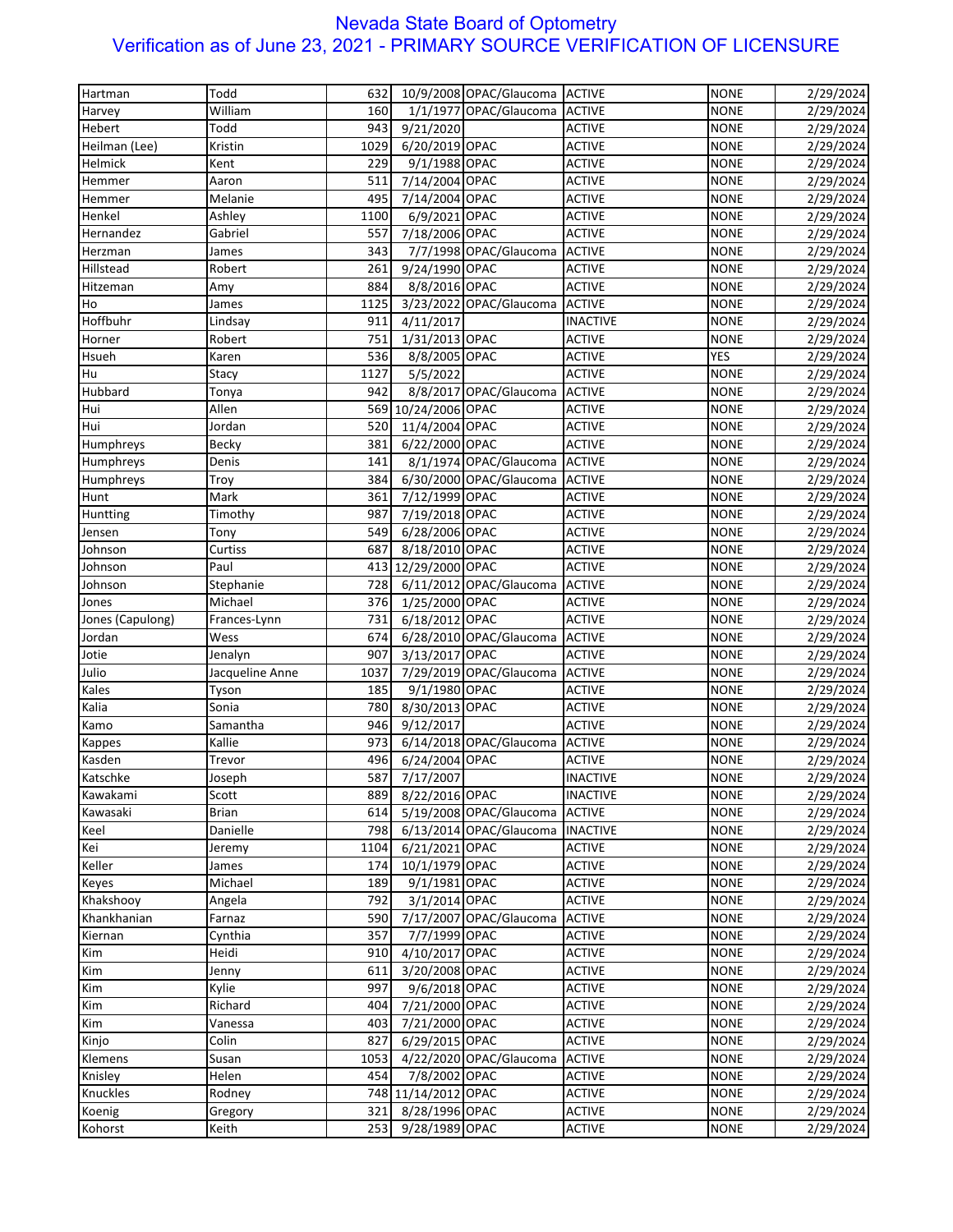# Nevada State Board of Optometry
## Verification as of June 23, 2021 - PRIMARY SOURCE VERIFICATION OF LICENSURE

| | | | | | | | |
|---|---|---|---|---|---|---|---|
| Hartman | Todd | 632 | 10/9/2008 | OPAC/Glaucoma | ACTIVE | NONE | 2/29/2024 |
| Harvey | William | 160 | 1/1/1977 | OPAC/Glaucoma | ACTIVE | NONE | 2/29/2024 |
| Hebert | Todd | 943 | 9/21/2020 | | ACTIVE | NONE | 2/29/2024 |
| Heilman (Lee) | Kristin | 1029 | 6/20/2019 | OPAC | ACTIVE | NONE | 2/29/2024 |
| Helmick | Kent | 229 | 9/1/1988 | OPAC | ACTIVE | NONE | 2/29/2024 |
| Hemmer | Aaron | 511 | 7/14/2004 | OPAC | ACTIVE | NONE | 2/29/2024 |
| Hemmer | Melanie | 495 | 7/14/2004 | OPAC | ACTIVE | NONE | 2/29/2024 |
| Henkel | Ashley | 1100 | 6/9/2021 | OPAC | ACTIVE | NONE | 2/29/2024 |
| Hernandez | Gabriel | 557 | 7/18/2006 | OPAC | ACTIVE | NONE | 2/29/2024 |
| Herzman | James | 343 | 7/7/1998 | OPAC/Glaucoma | ACTIVE | NONE | 2/29/2024 |
| Hillstead | Robert | 261 | 9/24/1990 | OPAC | ACTIVE | NONE | 2/29/2024 |
| Hitzeman | Amy | 884 | 8/8/2016 | OPAC | ACTIVE | NONE | 2/29/2024 |
| Ho | James | 1125 | 3/23/2022 | OPAC/Glaucoma | ACTIVE | NONE | 2/29/2024 |
| Hoffbuhr | Lindsay | 911 | 4/11/2017 | | INACTIVE | NONE | 2/29/2024 |
| Horner | Robert | 751 | 1/31/2013 | OPAC | ACTIVE | NONE | 2/29/2024 |
| Hsueh | Karen | 536 | 8/8/2005 | OPAC | ACTIVE | YES | 2/29/2024 |
| Hu | Stacy | 1127 | 5/5/2022 | | ACTIVE | NONE | 2/29/2024 |
| Hubbard | Tonya | 942 | 8/8/2017 | OPAC/Glaucoma | ACTIVE | NONE | 2/29/2024 |
| Hui | Allen | 569 | 10/24/2006 | OPAC | ACTIVE | NONE | 2/29/2024 |
| Hui | Jordan | 520 | 11/4/2004 | OPAC | ACTIVE | NONE | 2/29/2024 |
| Humphreys | Becky | 381 | 6/22/2000 | OPAC | ACTIVE | NONE | 2/29/2024 |
| Humphreys | Denis | 141 | 8/1/1974 | OPAC/Glaucoma | ACTIVE | NONE | 2/29/2024 |
| Humphreys | Troy | 384 | 6/30/2000 | OPAC/Glaucoma | ACTIVE | NONE | 2/29/2024 |
| Hunt | Mark | 361 | 7/12/1999 | OPAC | ACTIVE | NONE | 2/29/2024 |
| Huntting | Timothy | 987 | 7/19/2018 | OPAC | ACTIVE | NONE | 2/29/2024 |
| Jensen | Tony | 549 | 6/28/2006 | OPAC | ACTIVE | NONE | 2/29/2024 |
| Johnson | Curtiss | 687 | 8/18/2010 | OPAC | ACTIVE | NONE | 2/29/2024 |
| Johnson | Paul | 413 | 12/29/2000 | OPAC | ACTIVE | NONE | 2/29/2024 |
| Johnson | Stephanie | 728 | 6/11/2012 | OPAC/Glaucoma | ACTIVE | NONE | 2/29/2024 |
| Jones | Michael | 376 | 1/25/2000 | OPAC | ACTIVE | NONE | 2/29/2024 |
| Jones (Capulong) | Frances-Lynn | 731 | 6/18/2012 | OPAC | ACTIVE | NONE | 2/29/2024 |
| Jordan | Wess | 674 | 6/28/2010 | OPAC/Glaucoma | ACTIVE | NONE | 2/29/2024 |
| Jotie | Jenalyn | 907 | 3/13/2017 | OPAC | ACTIVE | NONE | 2/29/2024 |
| Julio | Jacqueline Anne | 1037 | 7/29/2019 | OPAC/Glaucoma | ACTIVE | NONE | 2/29/2024 |
| Kales | Tyson | 185 | 9/1/1980 | OPAC | ACTIVE | NONE | 2/29/2024 |
| Kalia | Sonia | 780 | 8/30/2013 | OPAC | ACTIVE | NONE | 2/29/2024 |
| Kamo | Samantha | 946 | 9/12/2017 | | ACTIVE | NONE | 2/29/2024 |
| Kappes | Kallie | 973 | 6/14/2018 | OPAC/Glaucoma | ACTIVE | NONE | 2/29/2024 |
| Kasden | Trevor | 496 | 6/24/2004 | OPAC | ACTIVE | NONE | 2/29/2024 |
| Katschke | Joseph | 587 | 7/17/2007 | | INACTIVE | NONE | 2/29/2024 |
| Kawakami | Scott | 889 | 8/22/2016 | OPAC | INACTIVE | NONE | 2/29/2024 |
| Kawasaki | Brian | 614 | 5/19/2008 | OPAC/Glaucoma | ACTIVE | NONE | 2/29/2024 |
| Keel | Danielle | 798 | 6/13/2014 | OPAC/Glaucoma | INACTIVE | NONE | 2/29/2024 |
| Kei | Jeremy | 1104 | 6/21/2021 | OPAC | ACTIVE | NONE | 2/29/2024 |
| Keller | James | 174 | 10/1/1979 | OPAC | ACTIVE | NONE | 2/29/2024 |
| Keyes | Michael | 189 | 9/1/1981 | OPAC | ACTIVE | NONE | 2/29/2024 |
| Khakshooy | Angela | 792 | 3/1/2014 | OPAC | ACTIVE | NONE | 2/29/2024 |
| Khankhanian | Farnaz | 590 | 7/17/2007 | OPAC/Glaucoma | ACTIVE | NONE | 2/29/2024 |
| Kiernan | Cynthia | 357 | 7/7/1999 | OPAC | ACTIVE | NONE | 2/29/2024 |
| Kim | Heidi | 910 | 4/10/2017 | OPAC | ACTIVE | NONE | 2/29/2024 |
| Kim | Jenny | 611 | 3/20/2008 | OPAC | ACTIVE | NONE | 2/29/2024 |
| Kim | Kylie | 997 | 9/6/2018 | OPAC | ACTIVE | NONE | 2/29/2024 |
| Kim | Richard | 404 | 7/21/2000 | OPAC | ACTIVE | NONE | 2/29/2024 |
| Kim | Vanessa | 403 | 7/21/2000 | OPAC | ACTIVE | NONE | 2/29/2024 |
| Kinjo | Colin | 827 | 6/29/2015 | OPAC | ACTIVE | NONE | 2/29/2024 |
| Klemens | Susan | 1053 | 4/22/2020 | OPAC/Glaucoma | ACTIVE | NONE | 2/29/2024 |
| Knisley | Helen | 454 | 7/8/2002 | OPAC | ACTIVE | NONE | 2/29/2024 |
| Knuckles | Rodney | 748 | 11/14/2012 | OPAC | ACTIVE | NONE | 2/29/2024 |
| Koenig | Gregory | 321 | 8/28/1996 | OPAC | ACTIVE | NONE | 2/29/2024 |
| Kohorst | Keith | 253 | 9/28/1989 | OPAC | ACTIVE | NONE | 2/29/2024 |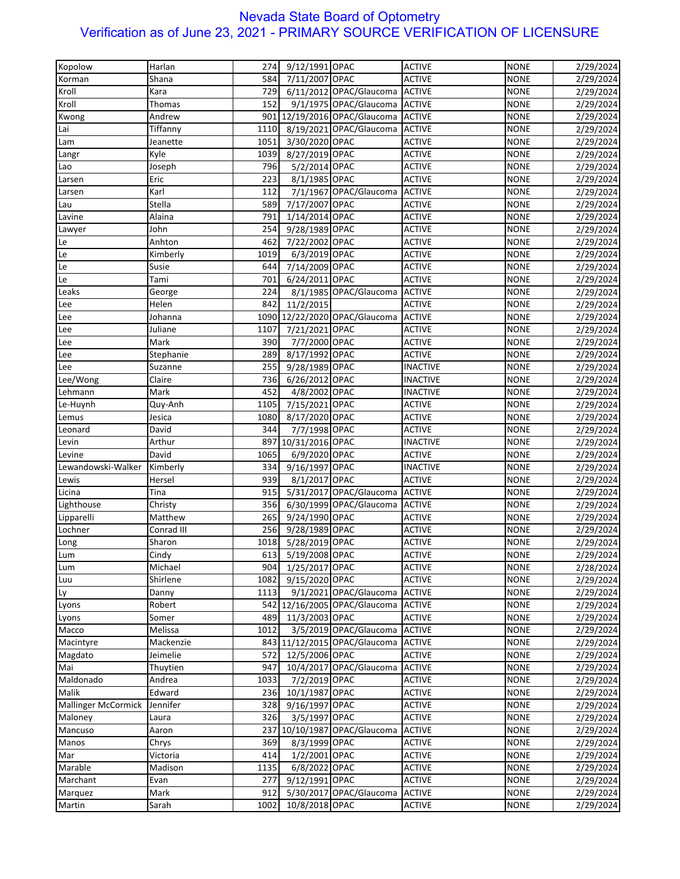# Nevada State Board of Optometry

## Verification as of June 23, 2021 - PRIMARY SOURCE VERIFICATION OF LICENSURE

| | | | | | | | |
|---|---|---|---|---|---|---|---|
| Kopolow | Harlan | 274 | 9/12/1991 | OPAC | ACTIVE | NONE | 2/29/2024 |
| Korman | Shana | 584 | 7/11/2007 | OPAC | ACTIVE | NONE | 2/29/2024 |
| Kroll | Kara | 729 | 6/11/2012 | OPAC/Glaucoma | ACTIVE | NONE | 2/29/2024 |
| Kroll | Thomas | 152 | 9/1/1975 | OPAC/Glaucoma | ACTIVE | NONE | 2/29/2024 |
| Kwong | Andrew | 901 | 12/19/2016 | OPAC/Glaucoma | ACTIVE | NONE | 2/29/2024 |
| Lai | Tiffanny | 1110 | 8/19/2021 | OPAC/Glaucoma | ACTIVE | NONE | 2/29/2024 |
| Lam | Jeanette | 1051 | 3/30/2020 | OPAC | ACTIVE | NONE | 2/29/2024 |
| Langr | Kyle | 1039 | 8/27/2019 | OPAC | ACTIVE | NONE | 2/29/2024 |
| Lao | Joseph | 796 | 5/2/2014 | OPAC | ACTIVE | NONE | 2/29/2024 |
| Larsen | Eric | 223 | 8/1/1985 | OPAC | ACTIVE | NONE | 2/29/2024 |
| Larsen | Karl | 112 | 7/1/1967 | OPAC/Glaucoma | ACTIVE | NONE | 2/29/2024 |
| Lau | Stella | 589 | 7/17/2007 | OPAC | ACTIVE | NONE | 2/29/2024 |
| Lavine | Alaina | 791 | 1/14/2014 | OPAC | ACTIVE | NONE | 2/29/2024 |
| Lawyer | John | 254 | 9/28/1989 | OPAC | ACTIVE | NONE | 2/29/2024 |
| Le | Anhton | 462 | 7/22/2002 | OPAC | ACTIVE | NONE | 2/29/2024 |
| Le | Kimberly | 1019 | 6/3/2019 | OPAC | ACTIVE | NONE | 2/29/2024 |
| Le | Susie | 644 | 7/14/2009 | OPAC | ACTIVE | NONE | 2/29/2024 |
| Le | Tami | 701 | 6/24/2011 | OPAC | ACTIVE | NONE | 2/29/2024 |
| Leaks | George | 224 | 8/1/1985 | OPAC/Glaucoma | ACTIVE | NONE | 2/29/2024 |
| Lee | Helen | 842 | 11/2/2015 | | ACTIVE | NONE | 2/29/2024 |
| Lee | Johanna | 1090 | 12/22/2020 | OPAC/Glaucoma | ACTIVE | NONE | 2/29/2024 |
| Lee | Juliane | 1107 | 7/21/2021 | OPAC | ACTIVE | NONE | 2/29/2024 |
| Lee | Mark | 390 | 7/7/2000 | OPAC | ACTIVE | NONE | 2/29/2024 |
| Lee | Stephanie | 289 | 8/17/1992 | OPAC | ACTIVE | NONE | 2/29/2024 |
| Lee | Suzanne | 255 | 9/28/1989 | OPAC | INACTIVE | NONE | 2/29/2024 |
| Lee/Wong | Claire | 736 | 6/26/2012 | OPAC | INACTIVE | NONE | 2/29/2024 |
| Lehmann | Mark | 452 | 4/8/2002 | OPAC | INACTIVE | NONE | 2/29/2024 |
| Le-Huynh | Quy-Anh | 1105 | 7/15/2021 | OPAC | ACTIVE | NONE | 2/29/2024 |
| Lemus | Jesica | 1080 | 8/17/2020 | OPAC | ACTIVE | NONE | 2/29/2024 |
| Leonard | David | 344 | 7/7/1998 | OPAC | ACTIVE | NONE | 2/29/2024 |
| Levin | Arthur | 897 | 10/31/2016 | OPAC | INACTIVE | NONE | 2/29/2024 |
| Levine | David | 1065 | 6/9/2020 | OPAC | ACTIVE | NONE | 2/29/2024 |
| Lewandowski-Walker | Kimberly | 334 | 9/16/1997 | OPAC | INACTIVE | NONE | 2/29/2024 |
| Lewis | Hersel | 939 | 8/1/2017 | OPAC | ACTIVE | NONE | 2/29/2024 |
| Licina | Tina | 915 | 5/31/2017 | OPAC/Glaucoma | ACTIVE | NONE | 2/29/2024 |
| Lighthouse | Christy | 356 | 6/30/1999 | OPAC/Glaucoma | ACTIVE | NONE | 2/29/2024 |
| Lipparelli | Matthew | 265 | 9/24/1990 | OPAC | ACTIVE | NONE | 2/29/2024 |
| Lochner | Conrad III | 256 | 9/28/1989 | OPAC | ACTIVE | NONE | 2/29/2024 |
| Long | Sharon | 1018 | 5/28/2019 | OPAC | ACTIVE | NONE | 2/29/2024 |
| Lum | Cindy | 613 | 5/19/2008 | OPAC | ACTIVE | NONE | 2/29/2024 |
| Lum | Michael | 904 | 1/25/2017 | OPAC | ACTIVE | NONE | 2/28/2024 |
| Luu | Shirlene | 1082 | 9/15/2020 | OPAC | ACTIVE | NONE | 2/29/2024 |
| Ly | Danny | 1113 | 9/1/2021 | OPAC/Glaucoma | ACTIVE | NONE | 2/29/2024 |
| Lyons | Robert | 542 | 12/16/2005 | OPAC/Glaucoma | ACTIVE | NONE | 2/29/2024 |
| Lyons | Somer | 489 | 11/3/2003 | OPAC | ACTIVE | NONE | 2/29/2024 |
| Macco | Melissa | 1012 | 3/5/2019 | OPAC/Glaucoma | ACTIVE | NONE | 2/29/2024 |
| Macintyre | Mackenzie | 843 | 11/12/2015 | OPAC/Glaucoma | ACTIVE | NONE | 2/29/2024 |
| Magdato | Jeimelie | 572 | 12/5/2006 | OPAC | ACTIVE | NONE | 2/29/2024 |
| Mai | Thuytien | 947 | 10/4/2017 | OPAC/Glaucoma | ACTIVE | NONE | 2/29/2024 |
| Maldonado | Andrea | 1033 | 7/2/2019 | OPAC | ACTIVE | NONE | 2/29/2024 |
| Malik | Edward | 236 | 10/1/1987 | OPAC | ACTIVE | NONE | 2/29/2024 |
| Mallinger McCormick | Jennifer | 328 | 9/16/1997 | OPAC | ACTIVE | NONE | 2/29/2024 |
| Maloney | Laura | 326 | 3/5/1997 | OPAC | ACTIVE | NONE | 2/29/2024 |
| Mancuso | Aaron | 237 | 10/10/1987 | OPAC/Glaucoma | ACTIVE | NONE | 2/29/2024 |
| Manos | Chrys | 369 | 8/3/1999 | OPAC | ACTIVE | NONE | 2/29/2024 |
| Mar | Victoria | 414 | 1/2/2001 | OPAC | ACTIVE | NONE | 2/29/2024 |
| Marable | Madison | 1135 | 6/8/2022 | OPAC | ACTIVE | NONE | 2/29/2024 |
| Marchant | Evan | 277 | 9/12/1991 | OPAC | ACTIVE | NONE | 2/29/2024 |
| Marquez | Mark | 912 | 5/30/2017 | OPAC/Glaucoma | ACTIVE | NONE | 2/29/2024 |
| Martin | Sarah | 1002 | 10/8/2018 | OPAC | ACTIVE | NONE | 2/29/2024 |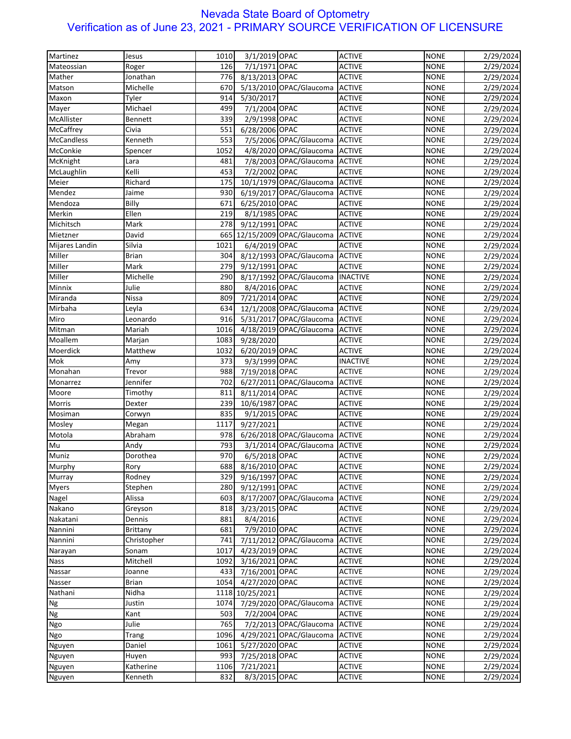# Nevada State Board of Optometry
## Verification as of June 23, 2021 - PRIMARY SOURCE VERIFICATION OF LICENSURE

| | | | | | | | |
|---|---|---|---|---|---|---|---|
| Martinez | Jesus | 1010 | 3/1/2019 | OPAC | ACTIVE | NONE | 2/29/2024 |
| Mateossian | Roger | 126 | 7/1/1971 | OPAC | ACTIVE | NONE | 2/29/2024 |
| Mather | Jonathan | 776 | 8/13/2013 | OPAC | ACTIVE | NONE | 2/29/2024 |
| Matson | Michelle | 670 | 5/13/2010 | OPAC/Glaucoma | ACTIVE | NONE | 2/29/2024 |
| Maxon | Tyler | 914 | 5/30/2017 | | ACTIVE | NONE | 2/29/2024 |
| Mayer | Michael | 499 | 7/1/2004 | OPAC | ACTIVE | NONE | 2/29/2024 |
| McAllister | Bennett | 339 | 2/9/1998 | OPAC | ACTIVE | NONE | 2/29/2024 |
| McCaffrey | Civia | 551 | 6/28/2006 | OPAC | ACTIVE | NONE | 2/29/2024 |
| McCandless | Kenneth | 553 | 7/5/2006 | OPAC/Glaucoma | ACTIVE | NONE | 2/29/2024 |
| McConkie | Spencer | 1052 | 4/8/2020 | OPAC/Glaucoma | ACTIVE | NONE | 2/29/2024 |
| McKnight | Lara | 481 | 7/8/2003 | OPAC/Glaucoma | ACTIVE | NONE | 2/29/2024 |
| McLaughlin | Kelli | 453 | 7/2/2002 | OPAC | ACTIVE | NONE | 2/29/2024 |
| Meier | Richard | 175 | 10/1/1979 | OPAC/Glaucoma | ACTIVE | NONE | 2/29/2024 |
| Mendez | Jaime | 930 | 6/19/2017 | OPAC/Glaucoma | ACTIVE | NONE | 2/29/2024 |
| Mendoza | Billy | 671 | 6/25/2010 | OPAC | ACTIVE | NONE | 2/29/2024 |
| Merkin | Ellen | 219 | 8/1/1985 | OPAC | ACTIVE | NONE | 2/29/2024 |
| Michitsch | Mark | 278 | 9/12/1991 | OPAC | ACTIVE | NONE | 2/29/2024 |
| Mietzner | David | 665 | 12/15/2009 | OPAC/Glaucoma | ACTIVE | NONE | 2/29/2024 |
| Mijares Landin | Silvia | 1021 | 6/4/2019 | OPAC | ACTIVE | NONE | 2/29/2024 |
| Miller | Brian | 304 | 8/12/1993 | OPAC/Glaucoma | ACTIVE | NONE | 2/29/2024 |
| Miller | Mark | 279 | 9/12/1991 | OPAC | ACTIVE | NONE | 2/29/2024 |
| Miller | Michelle | 290 | 8/17/1992 | OPAC/Glaucoma | INACTIVE | NONE | 2/29/2024 |
| Minnix | Julie | 880 | 8/4/2016 | OPAC | ACTIVE | NONE | 2/29/2024 |
| Miranda | Nissa | 809 | 7/21/2014 | OPAC | ACTIVE | NONE | 2/29/2024 |
| Mirbaha | Leyla | 634 | 12/1/2008 | OPAC/Glaucoma | ACTIVE | NONE | 2/29/2024 |
| Miro | Leonardo | 916 | 5/31/2017 | OPAC/Glaucoma | ACTIVE | NONE | 2/29/2024 |
| Mitman | Mariah | 1016 | 4/18/2019 | OPAC/Glaucoma | ACTIVE | NONE | 2/29/2024 |
| Moallem | Marjan | 1083 | 9/28/2020 | | ACTIVE | NONE | 2/29/2024 |
| Moerdick | Matthew | 1032 | 6/20/2019 | OPAC | ACTIVE | NONE | 2/29/2024 |
| Mok | Amy | 373 | 9/3/1999 | OPAC | INACTIVE | NONE | 2/29/2024 |
| Monahan | Trevor | 988 | 7/19/2018 | OPAC | ACTIVE | NONE | 2/29/2024 |
| Monarrez | Jennifer | 702 | 6/27/2011 | OPAC/Glaucoma | ACTIVE | NONE | 2/29/2024 |
| Moore | Timothy | 811 | 8/11/2014 | OPAC | ACTIVE | NONE | 2/29/2024 |
| Morris | Dexter | 239 | 10/6/1987 | OPAC | ACTIVE | NONE | 2/29/2024 |
| Mosiman | Corwyn | 835 | 9/1/2015 | OPAC | ACTIVE | NONE | 2/29/2024 |
| Mosley | Megan | 1117 | 9/27/2021 | | ACTIVE | NONE | 2/29/2024 |
| Motola | Abraham | 978 | 6/26/2018 | OPAC/Glaucoma | ACTIVE | NONE | 2/29/2024 |
| Mu | Andy | 793 | 3/1/2014 | OPAC/Glaucoma | ACTIVE | NONE | 2/29/2024 |
| Muniz | Dorothea | 970 | 6/5/2018 | OPAC | ACTIVE | NONE | 2/29/2024 |
| Murphy | Rory | 688 | 8/16/2010 | OPAC | ACTIVE | NONE | 2/29/2024 |
| Murray | Rodney | 329 | 9/16/1997 | OPAC | ACTIVE | NONE | 2/29/2024 |
| Myers | Stephen | 280 | 9/12/1991 | OPAC | ACTIVE | NONE | 2/29/2024 |
| Nagel | Alissa | 603 | 8/17/2007 | OPAC/Glaucoma | ACTIVE | NONE | 2/29/2024 |
| Nakano | Greyson | 818 | 3/23/2015 | OPAC | ACTIVE | NONE | 2/29/2024 |
| Nakatani | Dennis | 881 | 8/4/2016 | | ACTIVE | NONE | 2/29/2024 |
| Nannini | Brittany | 681 | 7/9/2010 | OPAC | ACTIVE | NONE | 2/29/2024 |
| Nannini | Christopher | 741 | 7/11/2012 | OPAC/Glaucoma | ACTIVE | NONE | 2/29/2024 |
| Narayan | Sonam | 1017 | 4/23/2019 | OPAC | ACTIVE | NONE | 2/29/2024 |
| Nass | Mitchell | 1092 | 3/16/2021 | OPAC | ACTIVE | NONE | 2/29/2024 |
| Nassar | Joanne | 433 | 7/16/2001 | OPAC | ACTIVE | NONE | 2/29/2024 |
| Nasser | Brian | 1054 | 4/27/2020 | OPAC | ACTIVE | NONE | 2/29/2024 |
| Nathani | Nidha | 1118 | 10/25/2021 | | ACTIVE | NONE | 2/29/2024 |
| Ng | Justin | 1074 | 7/29/2020 | OPAC/Glaucoma | ACTIVE | NONE | 2/29/2024 |
| Ng | Kant | 503 | 7/2/2004 | OPAC | ACTIVE | NONE | 2/29/2024 |
| Ngo | Julie | 765 | 7/2/2013 | OPAC/Glaucoma | ACTIVE | NONE | 2/29/2024 |
| Ngo | Trang | 1096 | 4/29/2021 | OPAC/Glaucoma | ACTIVE | NONE | 2/29/2024 |
| Nguyen | Daniel | 1061 | 5/27/2020 | OPAC | ACTIVE | NONE | 2/29/2024 |
| Nguyen | Huyen | 993 | 7/25/2018 | OPAC | ACTIVE | NONE | 2/29/2024 |
| Nguyen | Katherine | 1106 | 7/21/2021 | | ACTIVE | NONE | 2/29/2024 |
| Nguyen | Kenneth | 832 | 8/3/2015 | OPAC | ACTIVE | NONE | 2/29/2024 |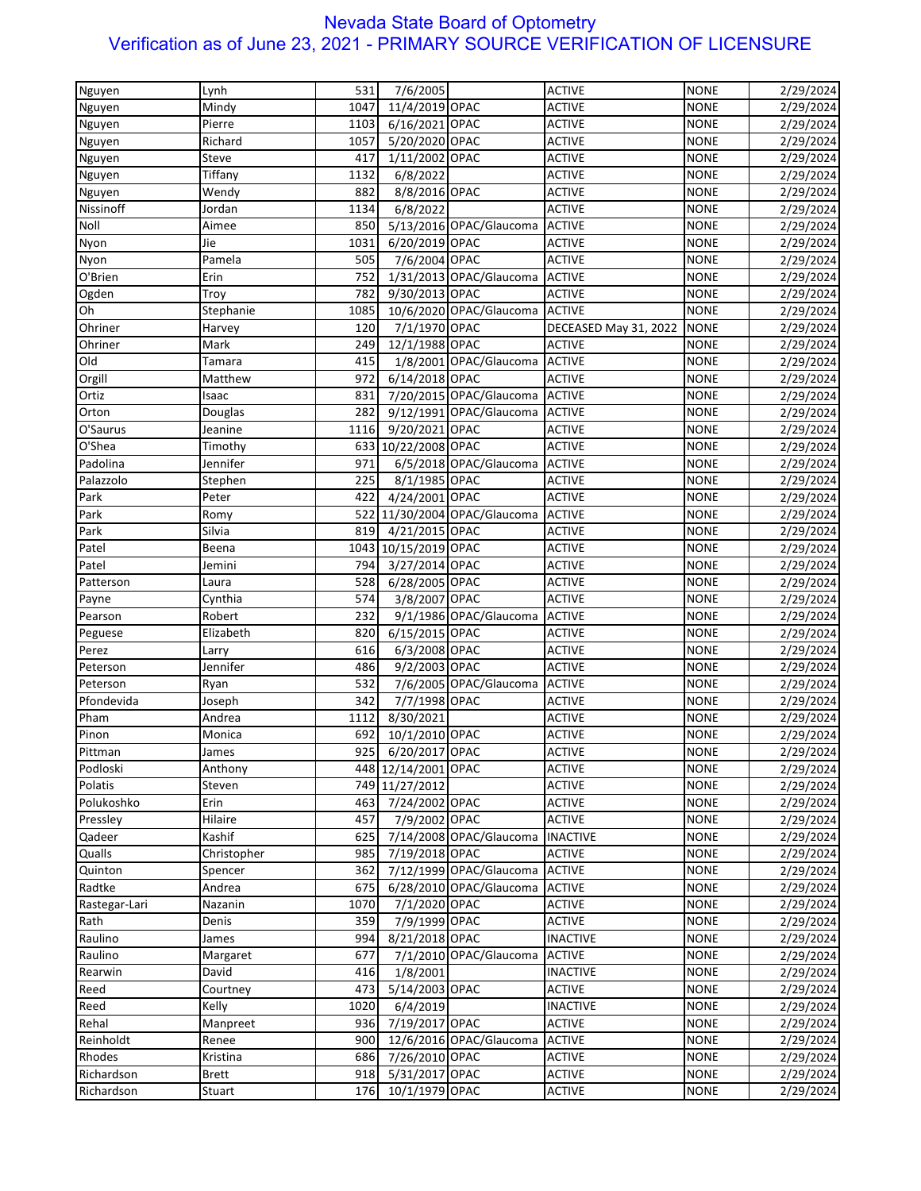# Nevada State Board of Optometry

## Verification as of June 23, 2021 - PRIMARY SOURCE VERIFICATION OF LICENSURE

| | | | | | | | |
|---|---|---|---|---|---|---|---|
| Nguyen | Lynh | 531 | 7/6/2005 | | ACTIVE | NONE | 2/29/2024 |
| Nguyen | Mindy | 1047 | 11/4/2019 | OPAC | ACTIVE | NONE | 2/29/2024 |
| Nguyen | Pierre | 1103 | 6/16/2021 | OPAC | ACTIVE | NONE | 2/29/2024 |
| Nguyen | Richard | 1057 | 5/20/2020 | OPAC | ACTIVE | NONE | 2/29/2024 |
| Nguyen | Steve | 417 | 1/11/2002 | OPAC | ACTIVE | NONE | 2/29/2024 |
| Nguyen | Tiffany | 1132 | 6/8/2022 | | ACTIVE | NONE | 2/29/2024 |
| Nguyen | Wendy | 882 | 8/8/2016 | OPAC | ACTIVE | NONE | 2/29/2024 |
| Nissinoff | Jordan | 1134 | 6/8/2022 | | ACTIVE | NONE | 2/29/2024 |
| Noll | Aimee | 850 | 5/13/2016 | OPAC/Glaucoma | ACTIVE | NONE | 2/29/2024 |
| Nyon | Jie | 1031 | 6/20/2019 | OPAC | ACTIVE | NONE | 2/29/2024 |
| Nyon | Pamela | 505 | 7/6/2004 | OPAC | ACTIVE | NONE | 2/29/2024 |
| O'Brien | Erin | 752 | 1/31/2013 | OPAC/Glaucoma | ACTIVE | NONE | 2/29/2024 |
| Ogden | Troy | 782 | 9/30/2013 | OPAC | ACTIVE | NONE | 2/29/2024 |
| Oh | Stephanie | 1085 | 10/6/2020 | OPAC/Glaucoma | ACTIVE | NONE | 2/29/2024 |
| Ohriner | Harvey | 120 | 7/1/1970 | OPAC | DECEASED May 31, 2022 | NONE | 2/29/2024 |
| Ohriner | Mark | 249 | 12/1/1988 | OPAC | ACTIVE | NONE | 2/29/2024 |
| Old | Tamara | 415 | 1/8/2001 | OPAC/Glaucoma | ACTIVE | NONE | 2/29/2024 |
| Orgill | Matthew | 972 | 6/14/2018 | OPAC | ACTIVE | NONE | 2/29/2024 |
| Ortiz | Isaac | 831 | 7/20/2015 | OPAC/Glaucoma | ACTIVE | NONE | 2/29/2024 |
| Orton | Douglas | 282 | 9/12/1991 | OPAC/Glaucoma | ACTIVE | NONE | 2/29/2024 |
| O'Saurus | Jeanine | 1116 | 9/20/2021 | OPAC | ACTIVE | NONE | 2/29/2024 |
| O'Shea | Timothy | 633 | 10/22/2008 | OPAC | ACTIVE | NONE | 2/29/2024 |
| Padolina | Jennifer | 971 | 6/5/2018 | OPAC/Glaucoma | ACTIVE | NONE | 2/29/2024 |
| Palazzolo | Stephen | 225 | 8/1/1985 | OPAC | ACTIVE | NONE | 2/29/2024 |
| Park | Peter | 422 | 4/24/2001 | OPAC | ACTIVE | NONE | 2/29/2024 |
| Park | Romy | 522 | 11/30/2004 | OPAC/Glaucoma | ACTIVE | NONE | 2/29/2024 |
| Park | Silvia | 819 | 4/21/2015 | OPAC | ACTIVE | NONE | 2/29/2024 |
| Patel | Beena | 1043 | 10/15/2019 | OPAC | ACTIVE | NONE | 2/29/2024 |
| Patel | Jemini | 794 | 3/27/2014 | OPAC | ACTIVE | NONE | 2/29/2024 |
| Patterson | Laura | 528 | 6/28/2005 | OPAC | ACTIVE | NONE | 2/29/2024 |
| Payne | Cynthia | 574 | 3/8/2007 | OPAC | ACTIVE | NONE | 2/29/2024 |
| Pearson | Robert | 232 | 9/1/1986 | OPAC/Glaucoma | ACTIVE | NONE | 2/29/2024 |
| Peguese | Elizabeth | 820 | 6/15/2015 | OPAC | ACTIVE | NONE | 2/29/2024 |
| Perez | Larry | 616 | 6/3/2008 | OPAC | ACTIVE | NONE | 2/29/2024 |
| Peterson | Jennifer | 486 | 9/2/2003 | OPAC | ACTIVE | NONE | 2/29/2024 |
| Peterson | Ryan | 532 | 7/6/2005 | OPAC/Glaucoma | ACTIVE | NONE | 2/29/2024 |
| Pfondevida | Joseph | 342 | 7/7/1998 | OPAC | ACTIVE | NONE | 2/29/2024 |
| Pham | Andrea | 1112 | 8/30/2021 | | ACTIVE | NONE | 2/29/2024 |
| Pinon | Monica | 692 | 10/1/2010 | OPAC | ACTIVE | NONE | 2/29/2024 |
| Pittman | James | 925 | 6/20/2017 | OPAC | ACTIVE | NONE | 2/29/2024 |
| Podloski | Anthony | 448 | 12/14/2001 | OPAC | ACTIVE | NONE | 2/29/2024 |
| Polatis | Steven | 749 | 11/27/2012 | | ACTIVE | NONE | 2/29/2024 |
| Polukoshko | Erin | 463 | 7/24/2002 | OPAC | ACTIVE | NONE | 2/29/2024 |
| Pressley | Hilaire | 457 | 7/9/2002 | OPAC | ACTIVE | NONE | 2/29/2024 |
| Qadeer | Kashif | 625 | 7/14/2008 | OPAC/Glaucoma | INACTIVE | NONE | 2/29/2024 |
| Qualls | Christopher | 985 | 7/19/2018 | OPAC | ACTIVE | NONE | 2/29/2024 |
| Quinton | Spencer | 362 | 7/12/1999 | OPAC/Glaucoma | ACTIVE | NONE | 2/29/2024 |
| Radtke | Andrea | 675 | 6/28/2010 | OPAC/Glaucoma | ACTIVE | NONE | 2/29/2024 |
| Rastegar-Lari | Nazanin | 1070 | 7/1/2020 | OPAC | ACTIVE | NONE | 2/29/2024 |
| Rath | Denis | 359 | 7/9/1999 | OPAC | ACTIVE | NONE | 2/29/2024 |
| Raulino | James | 994 | 8/21/2018 | OPAC | INACTIVE | NONE | 2/29/2024 |
| Raulino | Margaret | 677 | 7/1/2010 | OPAC/Glaucoma | ACTIVE | NONE | 2/29/2024 |
| Rearwin | David | 416 | 1/8/2001 | | INACTIVE | NONE | 2/29/2024 |
| Reed | Courtney | 473 | 5/14/2003 | OPAC | ACTIVE | NONE | 2/29/2024 |
| Reed | Kelly | 1020 | 6/4/2019 | | INACTIVE | NONE | 2/29/2024 |
| Rehal | Manpreet | 936 | 7/19/2017 | OPAC | ACTIVE | NONE | 2/29/2024 |
| Reinholdt | Renee | 900 | 12/6/2016 | OPAC/Glaucoma | ACTIVE | NONE | 2/29/2024 |
| Rhodes | Kristina | 686 | 7/26/2010 | OPAC | ACTIVE | NONE | 2/29/2024 |
| Richardson | Brett | 918 | 5/31/2017 | OPAC | ACTIVE | NONE | 2/29/2024 |
| Richardson | Stuart | 176 | 10/1/1979 | OPAC | ACTIVE | NONE | 2/29/2024 |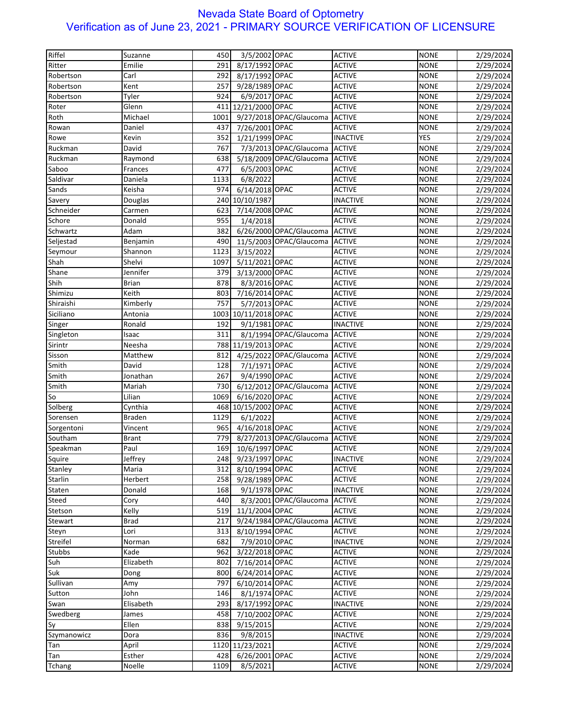# Nevada State Board of Optometry

## Verification as of June 23, 2021 - PRIMARY SOURCE VERIFICATION OF LICENSURE

| | | | | | | | |
|---|---|---|---|---|---|---|---|
| Riffel | Suzanne | 450 | 3/5/2002 | OPAC | ACTIVE | NONE | 2/29/2024 |
| Ritter | Emilie | 291 | 8/17/1992 | OPAC | ACTIVE | NONE | 2/29/2024 |
| Robertson | Carl | 292 | 8/17/1992 | OPAC | ACTIVE | NONE | 2/29/2024 |
| Robertson | Kent | 257 | 9/28/1989 | OPAC | ACTIVE | NONE | 2/29/2024 |
| Robertson | Tyler | 924 | 6/9/2017 | OPAC | ACTIVE | NONE | 2/29/2024 |
| Roter | Glenn | 411 | 12/21/2000 | OPAC | ACTIVE | NONE | 2/29/2024 |
| Roth | Michael | 1001 | 9/27/2018 | OPAC/Glaucoma | ACTIVE | NONE | 2/29/2024 |
| Rowan | Daniel | 437 | 7/26/2001 | OPAC | ACTIVE | NONE | 2/29/2024 |
| Rowe | Kevin | 352 | 1/21/1999 | OPAC | INACTIVE | YES | 2/29/2024 |
| Ruckman | David | 767 | 7/3/2013 | OPAC/Glaucoma | ACTIVE | NONE | 2/29/2024 |
| Ruckman | Raymond | 638 | 5/18/2009 | OPAC/Glaucoma | ACTIVE | NONE | 2/29/2024 |
| Saboo | Frances | 477 | 6/5/2003 | OPAC | ACTIVE | NONE | 2/29/2024 |
| Saldivar | Daniela | 1133 | 6/8/2022 | | ACTIVE | NONE | 2/29/2024 |
| Sands | Keisha | 974 | 6/14/2018 | OPAC | ACTIVE | NONE | 2/29/2024 |
| Savery | Douglas | 240 | 10/10/1987 | | INACTIVE | NONE | 2/29/2024 |
| Schneider | Carmen | 623 | 7/14/2008 | OPAC | ACTIVE | NONE | 2/29/2024 |
| Schore | Donald | 955 | 1/4/2018 | | ACTIVE | NONE | 2/29/2024 |
| Schwartz | Adam | 382 | 6/26/2000 | OPAC/Glaucoma | ACTIVE | NONE | 2/29/2024 |
| Seljestad | Benjamin | 490 | 11/5/2003 | OPAC/Glaucoma | ACTIVE | NONE | 2/29/2024 |
| Seymour | Shannon | 1123 | 3/15/2022 | | ACTIVE | NONE | 2/29/2024 |
| Shah | Shelvi | 1097 | 5/11/2021 | OPAC | ACTIVE | NONE | 2/29/2024 |
| Shane | Jennifer | 379 | 3/13/2000 | OPAC | ACTIVE | NONE | 2/29/2024 |
| Shih | Brian | 878 | 8/3/2016 | OPAC | ACTIVE | NONE | 2/29/2024 |
| Shimizu | Keith | 803 | 7/16/2014 | OPAC | ACTIVE | NONE | 2/29/2024 |
| Shiraishi | Kimberly | 757 | 5/7/2013 | OPAC | ACTIVE | NONE | 2/29/2024 |
| Siciliano | Antonia | 1003 | 10/11/2018 | OPAC | ACTIVE | NONE | 2/29/2024 |
| Singer | Ronald | 192 | 9/1/1981 | OPAC | INACTIVE | NONE | 2/29/2024 |
| Singleton | Isaac | 311 | 8/1/1994 | OPAC/Glaucoma | ACTIVE | NONE | 2/29/2024 |
| Sirintr | Neesha | 788 | 11/19/2013 | OPAC | ACTIVE | NONE | 2/29/2024 |
| Sisson | Matthew | 812 | 4/25/2022 | OPAC/Glaucoma | ACTIVE | NONE | 2/29/2024 |
| Smith | David | 128 | 7/1/1971 | OPAC | ACTIVE | NONE | 2/29/2024 |
| Smith | Jonathan | 267 | 9/4/1990 | OPAC | ACTIVE | NONE | 2/29/2024 |
| Smith | Mariah | 730 | 6/12/2012 | OPAC/Glaucoma | ACTIVE | NONE | 2/29/2024 |
| So | Lilian | 1069 | 6/16/2020 | OPAC | ACTIVE | NONE | 2/29/2024 |
| Solberg | Cynthia | 468 | 10/15/2002 | OPAC | ACTIVE | NONE | 2/29/2024 |
| Sorensen | Braden | 1129 | 6/1/2022 | | ACTIVE | NONE | 2/29/2024 |
| Sorgentoni | Vincent | 965 | 4/16/2018 | OPAC | ACTIVE | NONE | 2/29/2024 |
| Southam | Brant | 779 | 8/27/2013 | OPAC/Glaucoma | ACTIVE | NONE | 2/29/2024 |
| Speakman | Paul | 169 | 10/6/1997 | OPAC | ACTIVE | NONE | 2/29/2024 |
| Squire | Jeffrey | 248 | 9/23/1997 | OPAC | INACTIVE | NONE | 2/29/2024 |
| Stanley | Maria | 312 | 8/10/1994 | OPAC | ACTIVE | NONE | 2/29/2024 |
| Starlin | Herbert | 258 | 9/28/1989 | OPAC | ACTIVE | NONE | 2/29/2024 |
| Staten | Donald | 168 | 9/1/1978 | OPAC | INACTIVE | NONE | 2/29/2024 |
| Steed | Cory | 440 | 8/3/2001 | OPAC/Glaucoma | ACTIVE | NONE | 2/29/2024 |
| Stetson | Kelly | 519 | 11/1/2004 | OPAC | ACTIVE | NONE | 2/29/2024 |
| Stewart | Brad | 217 | 9/24/1984 | OPAC/Glaucoma | ACTIVE | NONE | 2/29/2024 |
| Steyn | Lori | 313 | 8/10/1994 | OPAC | ACTIVE | NONE | 2/29/2024 |
| Streifel | Norman | 682 | 7/9/2010 | OPAC | INACTIVE | NONE | 2/29/2024 |
| Stubbs | Kade | 962 | 3/22/2018 | OPAC | ACTIVE | NONE | 2/29/2024 |
| Suh | Elizabeth | 802 | 7/16/2014 | OPAC | ACTIVE | NONE | 2/29/2024 |
| Suk | Dong | 800 | 6/24/2014 | OPAC | ACTIVE | NONE | 2/29/2024 |
| Sullivan | Amy | 797 | 6/10/2014 | OPAC | ACTIVE | NONE | 2/29/2024 |
| Sutton | John | 146 | 8/1/1974 | OPAC | ACTIVE | NONE | 2/29/2024 |
| Swan | Elisabeth | 293 | 8/17/1992 | OPAC | INACTIVE | NONE | 2/29/2024 |
| Swedberg | James | 458 | 7/10/2002 | OPAC | ACTIVE | NONE | 2/29/2024 |
| Sy | Ellen | 838 | 9/15/2015 | | ACTIVE | NONE | 2/29/2024 |
| Szymanowicz | Dora | 836 | 9/8/2015 | | INACTIVE | NONE | 2/29/2024 |
| Tan | April | 1120 | 11/23/2021 | | ACTIVE | NONE | 2/29/2024 |
| Tan | Esther | 428 | 6/26/2001 | OPAC | ACTIVE | NONE | 2/29/2024 |
| Tchang | Noelle | 1109 | 8/5/2021 | | ACTIVE | NONE | 2/29/2024 |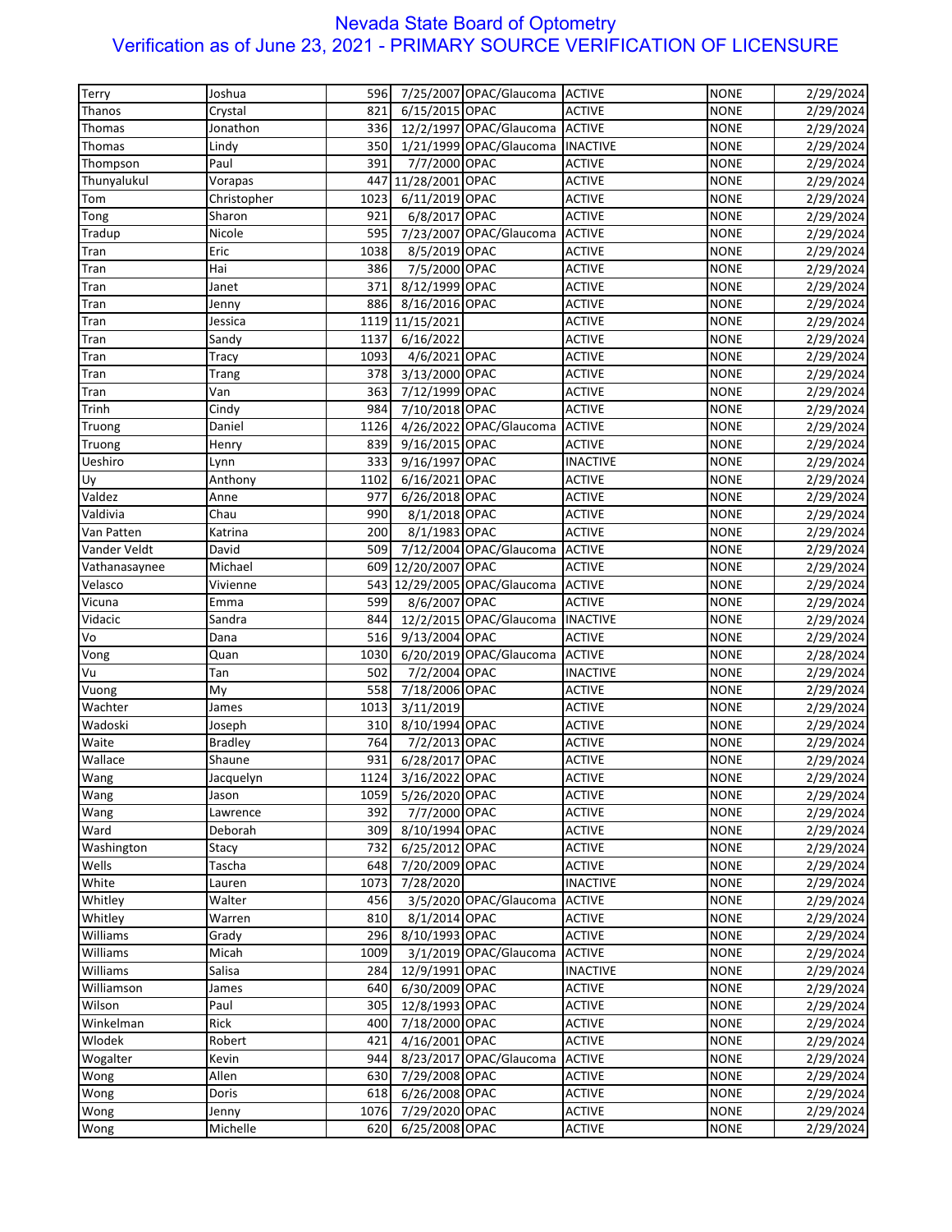# Nevada State Board of Optometry
## Verification as of June 23, 2021 - PRIMARY SOURCE VERIFICATION OF LICENSURE

| | | | | | | | |
|---|---|---|---|---|---|---|---|
| Terry | Joshua | 596 | 7/25/2007 | OPAC/Glaucoma | ACTIVE | NONE | 2/29/2024 |
| Thanos | Crystal | 821 | 6/15/2015 | OPAC | ACTIVE | NONE | 2/29/2024 |
| Thomas | Jonathon | 336 | 12/2/1997 | OPAC/Glaucoma | ACTIVE | NONE | 2/29/2024 |
| Thomas | Lindy | 350 | 1/21/1999 | OPAC/Glaucoma | INACTIVE | NONE | 2/29/2024 |
| Thompson | Paul | 391 | 7/7/2000 | OPAC | ACTIVE | NONE | 2/29/2024 |
| Thunyalukul | Vorapas | 447 | 11/28/2001 | OPAC | ACTIVE | NONE | 2/29/2024 |
| Tom | Christopher | 1023 | 6/11/2019 | OPAC | ACTIVE | NONE | 2/29/2024 |
| Tong | Sharon | 921 | 6/8/2017 | OPAC | ACTIVE | NONE | 2/29/2024 |
| Tradup | Nicole | 595 | 7/23/2007 | OPAC/Glaucoma | ACTIVE | NONE | 2/29/2024 |
| Tran | Eric | 1038 | 8/5/2019 | OPAC | ACTIVE | NONE | 2/29/2024 |
| Tran | Hai | 386 | 7/5/2000 | OPAC | ACTIVE | NONE | 2/29/2024 |
| Tran | Janet | 371 | 8/12/1999 | OPAC | ACTIVE | NONE | 2/29/2024 |
| Tran | Jenny | 886 | 8/16/2016 | OPAC | ACTIVE | NONE | 2/29/2024 |
| Tran | Jessica | 1119 | 11/15/2021 | | ACTIVE | NONE | 2/29/2024 |
| Tran | Sandy | 1137 | 6/16/2022 | | ACTIVE | NONE | 2/29/2024 |
| Tran | Tracy | 1093 | 4/6/2021 | OPAC | ACTIVE | NONE | 2/29/2024 |
| Tran | Trang | 378 | 3/13/2000 | OPAC | ACTIVE | NONE | 2/29/2024 |
| Tran | Van | 363 | 7/12/1999 | OPAC | ACTIVE | NONE | 2/29/2024 |
| Trinh | Cindy | 984 | 7/10/2018 | OPAC | ACTIVE | NONE | 2/29/2024 |
| Truong | Daniel | 1126 | 4/26/2022 | OPAC/Glaucoma | ACTIVE | NONE | 2/29/2024 |
| Truong | Henry | 839 | 9/16/2015 | OPAC | ACTIVE | NONE | 2/29/2024 |
| Ueshiro | Lynn | 333 | 9/16/1997 | OPAC | INACTIVE | NONE | 2/29/2024 |
| Uy | Anthony | 1102 | 6/16/2021 | OPAC | ACTIVE | NONE | 2/29/2024 |
| Valdez | Anne | 977 | 6/26/2018 | OPAC | ACTIVE | NONE | 2/29/2024 |
| Valdivia | Chau | 990 | 8/1/2018 | OPAC | ACTIVE | NONE | 2/29/2024 |
| Van Patten | Katrina | 200 | 8/1/1983 | OPAC | ACTIVE | NONE | 2/29/2024 |
| Vander Veldt | David | 509 | 7/12/2004 | OPAC/Glaucoma | ACTIVE | NONE | 2/29/2024 |
| Vathanasaynee | Michael | 609 | 12/20/2007 | OPAC | ACTIVE | NONE | 2/29/2024 |
| Velasco | Vivienne | 543 | 12/29/2005 | OPAC/Glaucoma | ACTIVE | NONE | 2/29/2024 |
| Vicuna | Emma | 599 | 8/6/2007 | OPAC | ACTIVE | NONE | 2/29/2024 |
| Vidacic | Sandra | 844 | 12/2/2015 | OPAC/Glaucoma | INACTIVE | NONE | 2/29/2024 |
| Vo | Dana | 516 | 9/13/2004 | OPAC | ACTIVE | NONE | 2/29/2024 |
| Vong | Quan | 1030 | 6/20/2019 | OPAC/Glaucoma | ACTIVE | NONE | 2/28/2024 |
| Vu | Tan | 502 | 7/2/2004 | OPAC | INACTIVE | NONE | 2/29/2024 |
| Vuong | My | 558 | 7/18/2006 | OPAC | ACTIVE | NONE | 2/29/2024 |
| Wachter | James | 1013 | 3/11/2019 | | ACTIVE | NONE | 2/29/2024 |
| Wadoski | Joseph | 310 | 8/10/1994 | OPAC | ACTIVE | NONE | 2/29/2024 |
| Waite | Bradley | 764 | 7/2/2013 | OPAC | ACTIVE | NONE | 2/29/2024 |
| Wallace | Shaune | 931 | 6/28/2017 | OPAC | ACTIVE | NONE | 2/29/2024 |
| Wang | Jacquelyn | 1124 | 3/16/2022 | OPAC | ACTIVE | NONE | 2/29/2024 |
| Wang | Jason | 1059 | 5/26/2020 | OPAC | ACTIVE | NONE | 2/29/2024 |
| Wang | Lawrence | 392 | 7/7/2000 | OPAC | ACTIVE | NONE | 2/29/2024 |
| Ward | Deborah | 309 | 8/10/1994 | OPAC | ACTIVE | NONE | 2/29/2024 |
| Washington | Stacy | 732 | 6/25/2012 | OPAC | ACTIVE | NONE | 2/29/2024 |
| Wells | Tascha | 648 | 7/20/2009 | OPAC | ACTIVE | NONE | 2/29/2024 |
| White | Lauren | 1073 | 7/28/2020 | | INACTIVE | NONE | 2/29/2024 |
| Whitley | Walter | 456 | 3/5/2020 | OPAC/Glaucoma | ACTIVE | NONE | 2/29/2024 |
| Whitley | Warren | 810 | 8/1/2014 | OPAC | ACTIVE | NONE | 2/29/2024 |
| Williams | Grady | 296 | 8/10/1993 | OPAC | ACTIVE | NONE | 2/29/2024 |
| Williams | Micah | 1009 | 3/1/2019 | OPAC/Glaucoma | ACTIVE | NONE | 2/29/2024 |
| Williams | Salisa | 284 | 12/9/1991 | OPAC | INACTIVE | NONE | 2/29/2024 |
| Williamson | James | 640 | 6/30/2009 | OPAC | ACTIVE | NONE | 2/29/2024 |
| Wilson | Paul | 305 | 12/8/1993 | OPAC | ACTIVE | NONE | 2/29/2024 |
| Winkelman | Rick | 400 | 7/18/2000 | OPAC | ACTIVE | NONE | 2/29/2024 |
| Wlodek | Robert | 421 | 4/16/2001 | OPAC | ACTIVE | NONE | 2/29/2024 |
| Wogalter | Kevin | 944 | 8/23/2017 | OPAC/Glaucoma | ACTIVE | NONE | 2/29/2024 |
| Wong | Allen | 630 | 7/29/2008 | OPAC | ACTIVE | NONE | 2/29/2024 |
| Wong | Doris | 618 | 6/26/2008 | OPAC | ACTIVE | NONE | 2/29/2024 |
| Wong | Jenny | 1076 | 7/29/2020 | OPAC | ACTIVE | NONE | 2/29/2024 |
| Wong | Michelle | 620 | 6/25/2008 | OPAC | ACTIVE | NONE | 2/29/2024 |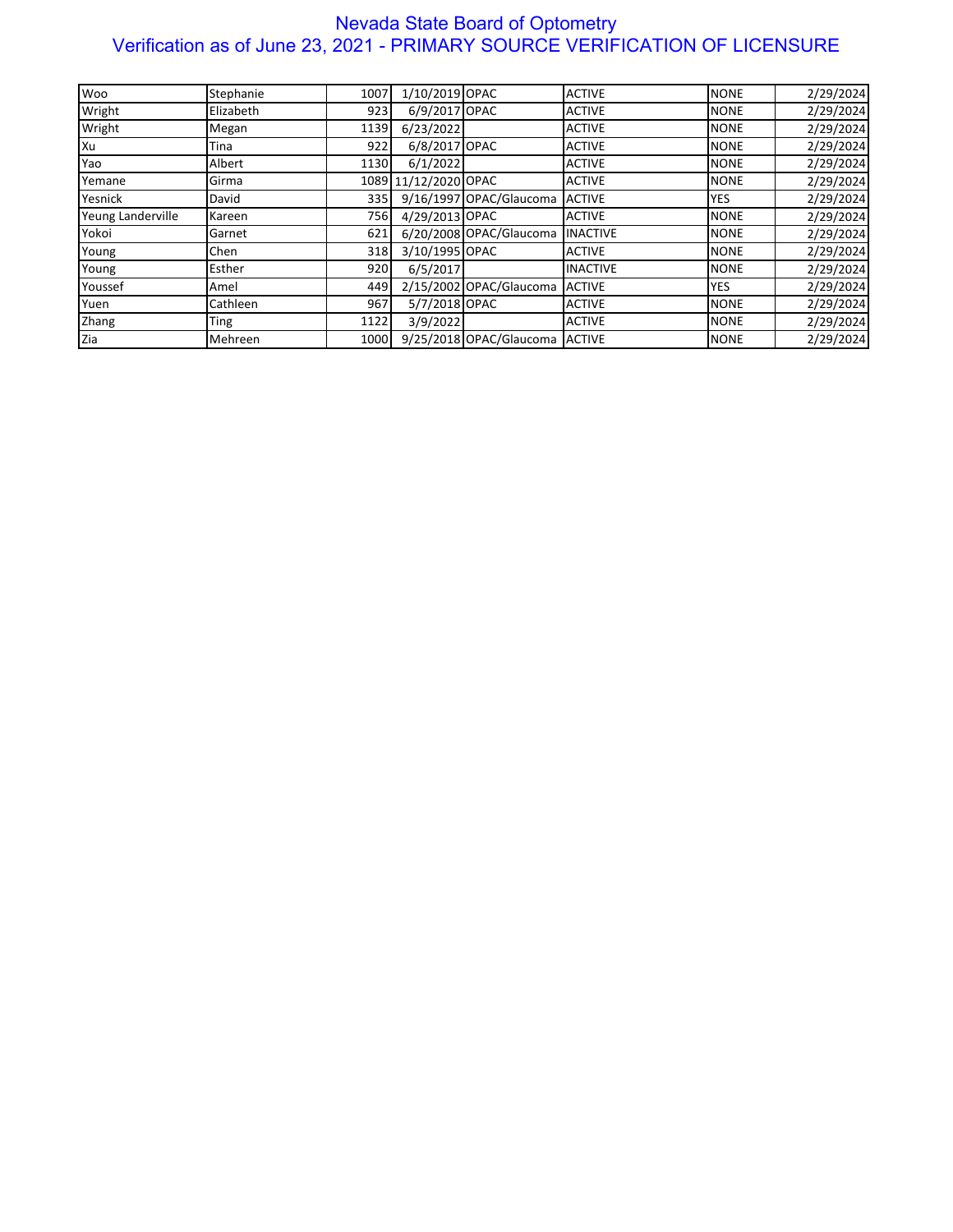# Nevada State Board of Optometry
## Verification as of June 23, 2021 - PRIMARY SOURCE VERIFICATION OF LICENSURE

| | | | | | | | |
|---|---|---|---|---|---|---|---|
| Woo | Stephanie | 1007 | 1/10/2019 | OPAC | ACTIVE | NONE | 2/29/2024 |
| Wright | Elizabeth | 923 | 6/9/2017 | OPAC | ACTIVE | NONE | 2/29/2024 |
| Wright | Megan | 1139 | 6/23/2022 | | ACTIVE | NONE | 2/29/2024 |
| Xu | Tina | 922 | 6/8/2017 | OPAC | ACTIVE | NONE | 2/29/2024 |
| Yao | Albert | 1130 | 6/1/2022 | | ACTIVE | NONE | 2/29/2024 |
| Yemane | Girma | 1089 | 11/12/2020 | OPAC | ACTIVE | NONE | 2/29/2024 |
| Yesnick | David | 335 | 9/16/1997 | OPAC/Glaucoma | ACTIVE | YES | 2/29/2024 |
| Yeung Landerville | Kareen | 756 | 4/29/2013 | OPAC | ACTIVE | NONE | 2/29/2024 |
| Yokoi | Garnet | 621 | 6/20/2008 | OPAC/Glaucoma | INACTIVE | NONE | 2/29/2024 |
| Young | Chen | 318 | 3/10/1995 | OPAC | ACTIVE | NONE | 2/29/2024 |
| Young | Esther | 920 | 6/5/2017 | | INACTIVE | NONE | 2/29/2024 |
| Youssef | Amel | 449 | 2/15/2002 | OPAC/Glaucoma | ACTIVE | YES | 2/29/2024 |
| Yuen | Cathleen | 967 | 5/7/2018 | OPAC | ACTIVE | NONE | 2/29/2024 |
| Zhang | Ting | 1122 | 3/9/2022 | | ACTIVE | NONE | 2/29/2024 |
| Zia | Mehreen | 1000 | 9/25/2018 | OPAC/Glaucoma | ACTIVE | NONE | 2/29/2024 |